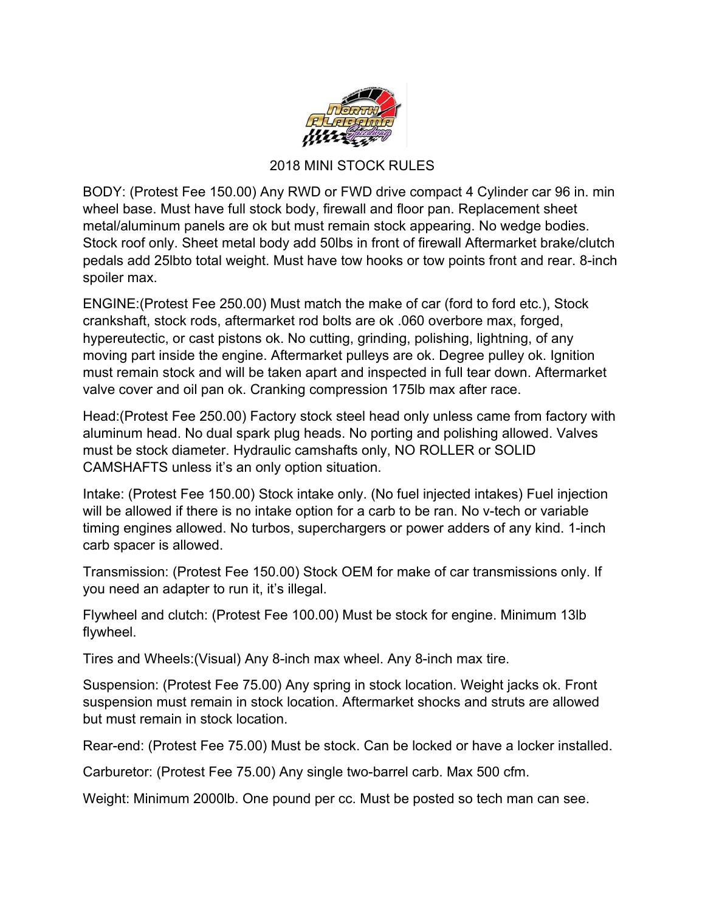# 2018 MINI STOCK RULES

BODY: (Protest Fee 150.00) Any RWD or FWD drive compact 4 Cylinder car 96 in. min wheel base. Must have full stock body, firewall and floor pan. Replacement sheet metal/aluminum panels are ok but must remain stock appearing. No wedge bodies. Stock roof only. Sheet metal body add 50lbs in front of firewall Aftermarket brake/clutch pedals add 25lbto total weight. Must have tow hooks or tow points front and rear. 8-inch spoiler max.

ENGINE:(Protest Fee 250.00) Must match the make of car (ford to ford etc.), Stock crankshaft, stock rods, aftermarket rod bolts are ok .060 overbore max, forged, hypereutectic, or cast pistons ok. No cutting, grinding, polishing, lightning, of any moving part inside the engine. Aftermarket pulleys are ok. Degree pulley ok. Ignition must remain stock and will be taken apart and inspected in full tear down. Aftermarket valve cover and oil pan ok. Cranking compression 175lb max after race.

Head:(Protest Fee 250.00) Factory stock steel head only unless came from factory with aluminum head. No dual spark plug heads. No porting and polishing allowed. Valves must be stock diameter. Hydraulic camshafts only, NO ROLLER or SOLID CAMSHAFTS unless it's an only option situation.

Intake: (Protest Fee 150.00) Stock intake only. (No fuel injected intakes) Fuel injection will be allowed if there is no intake option for a carb to be ran. No v-tech or variable timing engines allowed. No turbos, superchargers or power adders of any kind. 1-inch carb spacer is allowed.

Transmission: (Protest Fee 150.00) Stock OEM for make of car transmissions only. If you need an adapter to run it, it's illegal.

Flywheel and clutch: (Protest Fee 100.00) Must be stock for engine. Minimum 13lb flywheel.

Tires and Wheels:(Visual) Any 8-inch max wheel. Any 8-inch max tire.

Suspension: (Protest Fee 75.00) Any spring in stock location. Weight jacks ok. Front suspension must remain in stock location. Aftermarket shocks and struts are allowed but must remain in stock location.

Rear-end: (Protest Fee 75.00) Must be stock. Can be locked or have a locker installed.

Carburetor: (Protest Fee 75.00) Any single two-barrel carb. Max 500 cfm.

Weight: Minimum 2000lb. One pound per cc. Must be posted so tech man can see.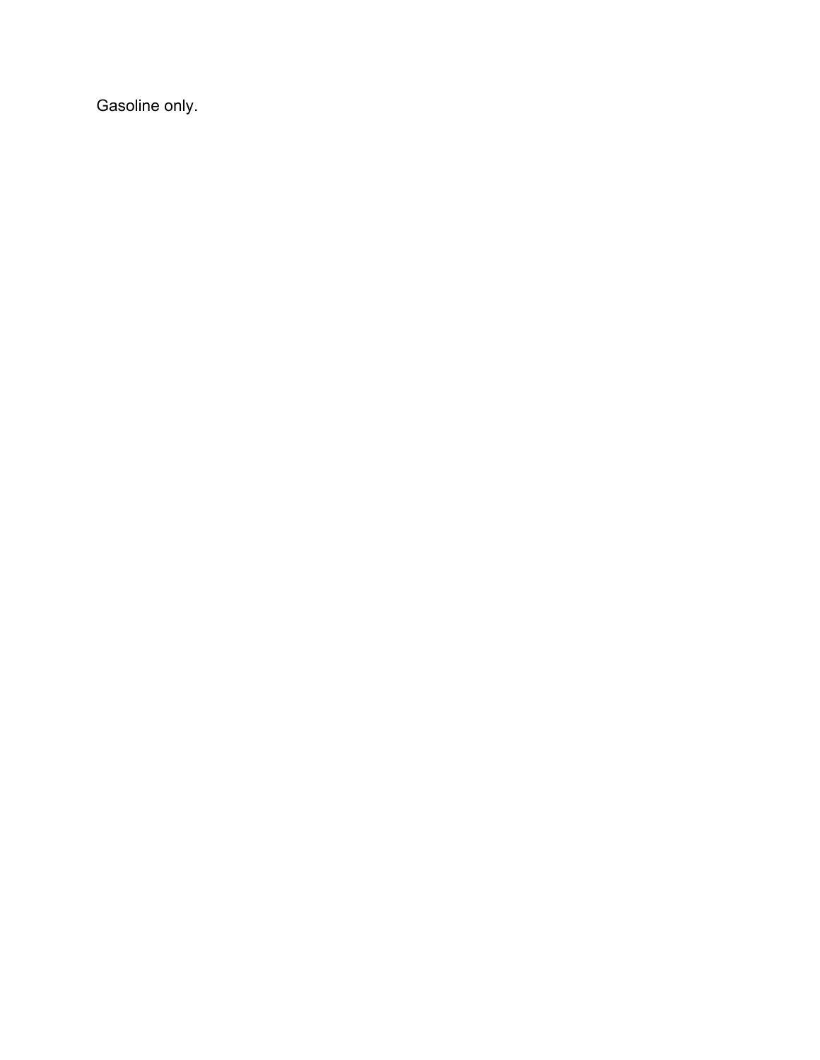Gasoline only.